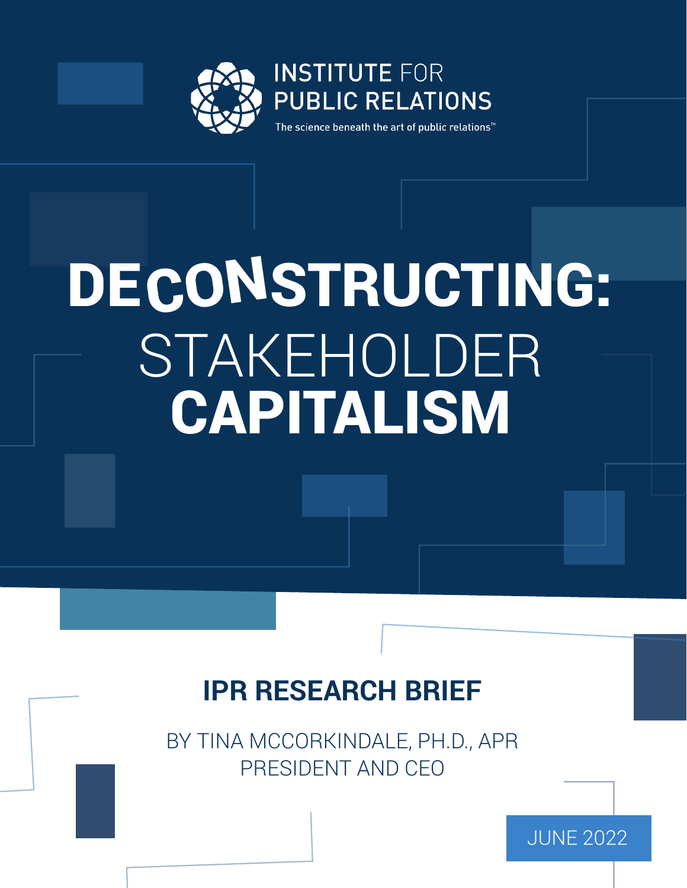INSTITUTE FOR PUBLIC RELATIONS

The science beneath the art of public relations™

# DECONSTRUCTING: STAKEHOLDER CAPITALISM

## IPR RESEARCH BRIEF

BY TINA MCCORKINDALE, PH.D., APR
PRESIDENT AND CEO

JUNE 2022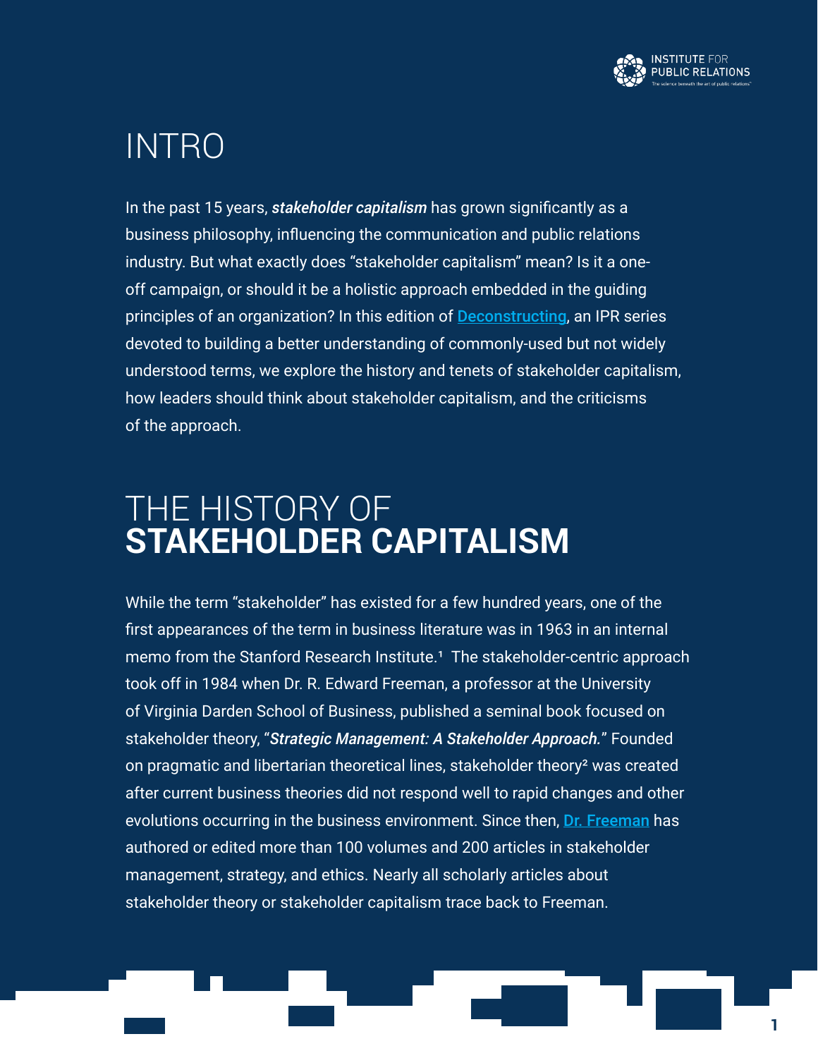# INTRO

In the past 15 years, ***stakeholder capitalism*** has grown significantly as a business philosophy, influencing the communication and public relations industry. But what exactly does "stakeholder capitalism" mean? Is it a one-off campaign, or should it be a holistic approach embedded in the guiding principles of an organization? In this edition of [Deconstructing](), an IPR series devoted to building a better understanding of commonly-used but not widely understood terms, we explore the history and tenets of stakeholder capitalism, how leaders should think about stakeholder capitalism, and the criticisms of the approach.

# THE HISTORY OF **STAKEHOLDER CAPITALISM**

While the term "stakeholder" has existed for a few hundred years, one of the first appearances of the term in business literature was in 1963 in an internal memo from the Stanford Research Institute.[1] The stakeholder-centric approach took off in 1984 when Dr. R. Edward Freeman, a professor at the University of Virginia Darden School of Business, published a seminal book focused on stakeholder theory, "***Strategic Management: A Stakeholder Approach.***" Founded on pragmatic and libertarian theoretical lines, stakeholder theory[2] was created after current business theories did not respond well to rapid changes and other evolutions occurring in the business environment. Since then, [Dr. Freeman]() has authored or edited more than 100 volumes and 200 articles in stakeholder management, strategy, and ethics. Nearly all scholarly articles about stakeholder theory or stakeholder capitalism trace back to Freeman.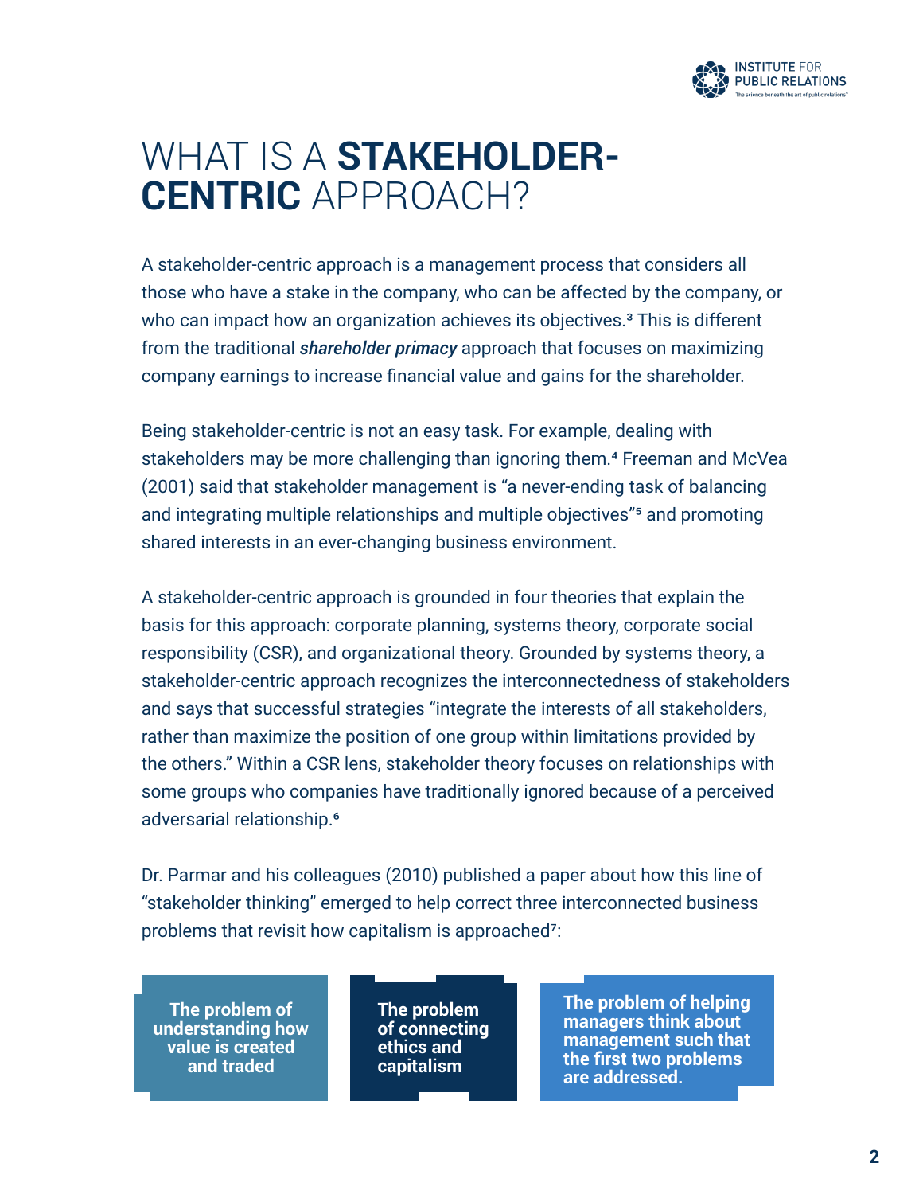# WHAT IS A **STAKEHOLDER-CENTRIC** APPROACH?

A stakeholder-centric approach is a management process that considers all those who have a stake in the company, who can be affected by the company, or who can impact how an organization achieves its objectives.[3] This is different from the traditional ***shareholder primacy*** approach that focuses on maximizing company earnings to increase financial value and gains for the shareholder.

Being stakeholder-centric is not an easy task. For example, dealing with stakeholders may be more challenging than ignoring them.[4] Freeman and McVea (2001) said that stakeholder management is "a never-ending task of balancing and integrating multiple relationships and multiple objectives"[5] and promoting shared interests in an ever-changing business environment.

A stakeholder-centric approach is grounded in four theories that explain the basis for this approach: corporate planning, systems theory, corporate social responsibility (CSR), and organizational theory. Grounded by systems theory, a stakeholder-centric approach recognizes the interconnectedness of stakeholders and says that successful strategies "integrate the interests of all stakeholders, rather than maximize the position of one group within limitations provided by the others." Within a CSR lens, stakeholder theory focuses on relationships with some groups who companies have traditionally ignored because of a perceived adversarial relationship.[6]

Dr. Parmar and his colleagues (2010) published a paper about how this line of "stakeholder thinking" emerged to help correct three interconnected business problems that revisit how capitalism is approached[7]:

- **The problem of understanding how value is created and traded**
- **The problem of connecting ethics and capitalism**
- **The problem of helping managers think about management such that the first two problems are addressed.**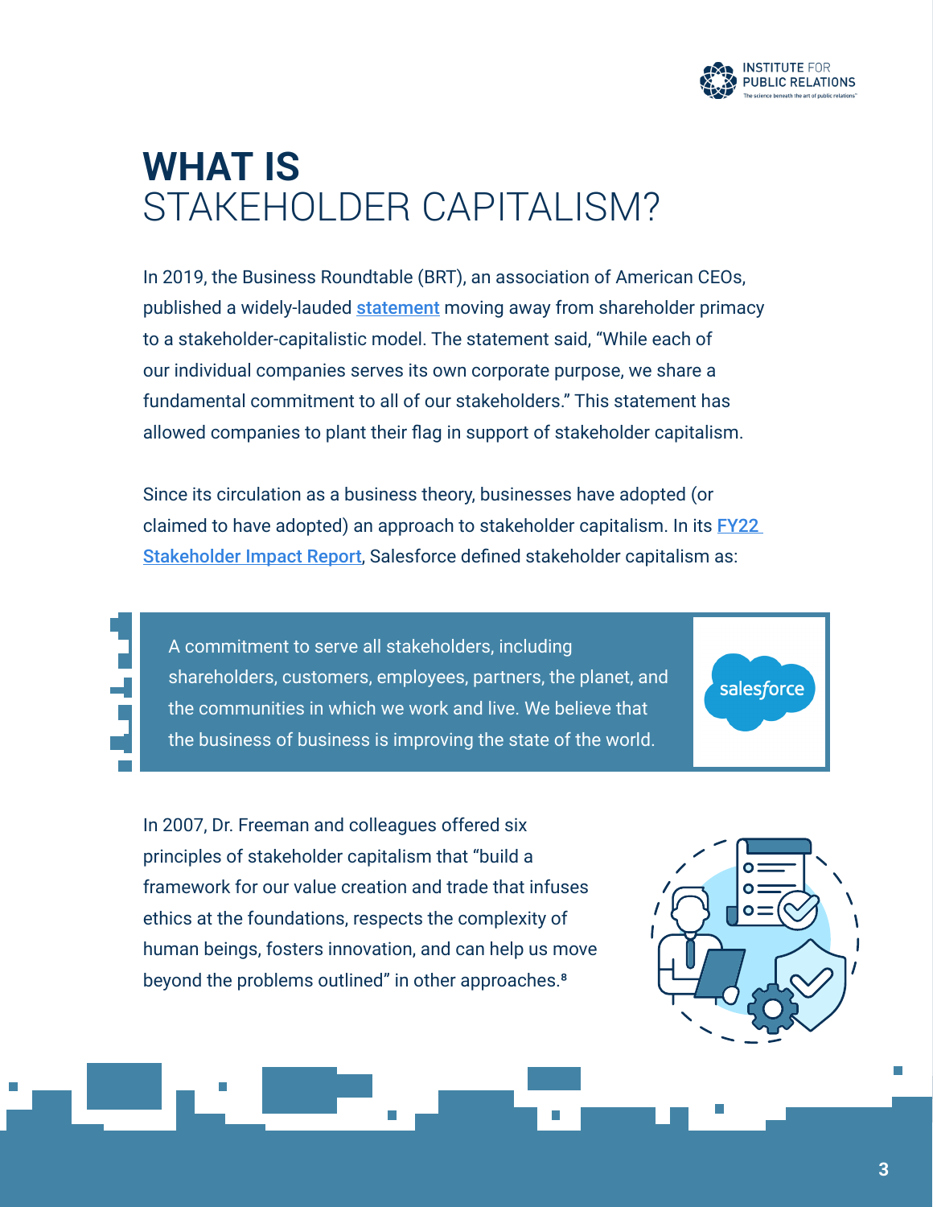# WHAT IS STAKEHOLDER CAPITALISM?

In 2019, the Business Roundtable (BRT), an association of American CEOs, published a widely-lauded statement moving away from shareholder primacy to a stakeholder-capitalistic model. The statement said, "While each of our individual companies serves its own corporate purpose, we share a fundamental commitment to all of our stakeholders." This statement has allowed companies to plant their flag in support of stakeholder capitalism.

Since its circulation as a business theory, businesses have adopted (or claimed to have adopted) an approach to stakeholder capitalism. In its FY22 Stakeholder Impact Report, Salesforce defined stakeholder capitalism as:

> A commitment to serve all stakeholders, including shareholders, customers, employees, partners, the planet, and the communities in which we work and live. We believe that the business of business is improving the state of the world.

In 2007, Dr. Freeman and colleagues offered six principles of stakeholder capitalism that "build a framework for our value creation and trade that infuses ethics at the foundations, respects the complexity of human beings, fosters innovation, and can help us move beyond the problems outlined" in other approaches.[8]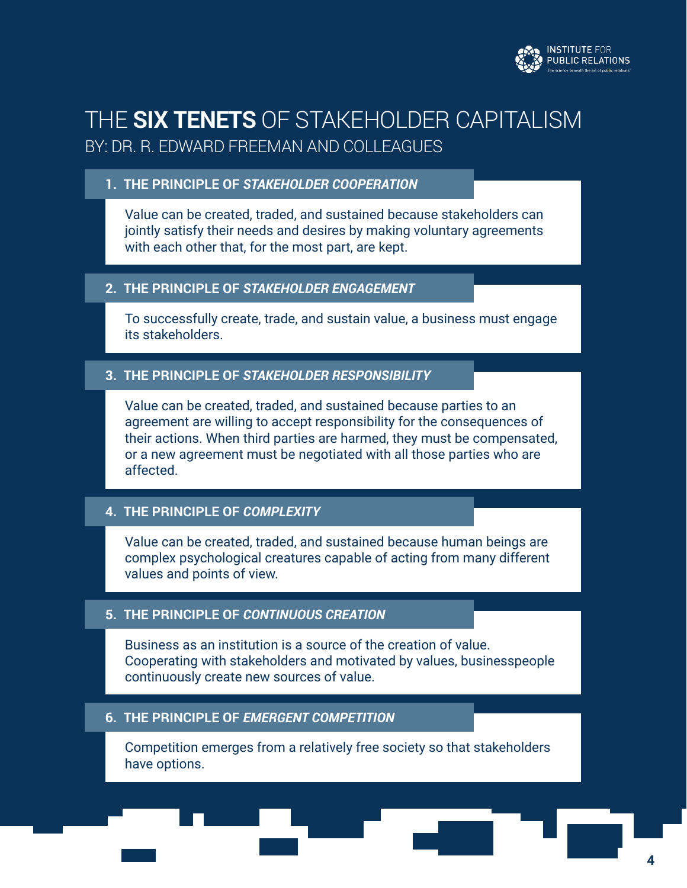# THE **SIX TENETS** OF STAKEHOLDER CAPITALISM

## BY: DR. R. EDWARD FREEMAN AND COLLEAGUES

### 1. THE PRINCIPLE OF ***STAKEHOLDER COOPERATION***

Value can be created, traded, and sustained because stakeholders can jointly satisfy their needs and desires by making voluntary agreements with each other that, for the most part, are kept.

### 2. THE PRINCIPLE OF ***STAKEHOLDER ENGAGEMENT***

To successfully create, trade, and sustain value, a business must engage its stakeholders.

### 3. THE PRINCIPLE OF ***STAKEHOLDER RESPONSIBILITY***

Value can be created, traded, and sustained because parties to an agreement are willing to accept responsibility for the consequences of their actions. When third parties are harmed, they must be compensated, or a new agreement must be negotiated with all those parties who are affected.

### 4. THE PRINCIPLE OF ***COMPLEXITY***

Value can be created, traded, and sustained because human beings are complex psychological creatures capable of acting from many different values and points of view.

### 5. THE PRINCIPLE OF ***CONTINUOUS CREATION***

Business as an institution is a source of the creation of value. Cooperating with stakeholders and motivated by values, businesspeople continuously create new sources of value.

### 6. THE PRINCIPLE OF ***EMERGENT COMPETITION***

Competition emerges from a relatively free society so that stakeholders have options.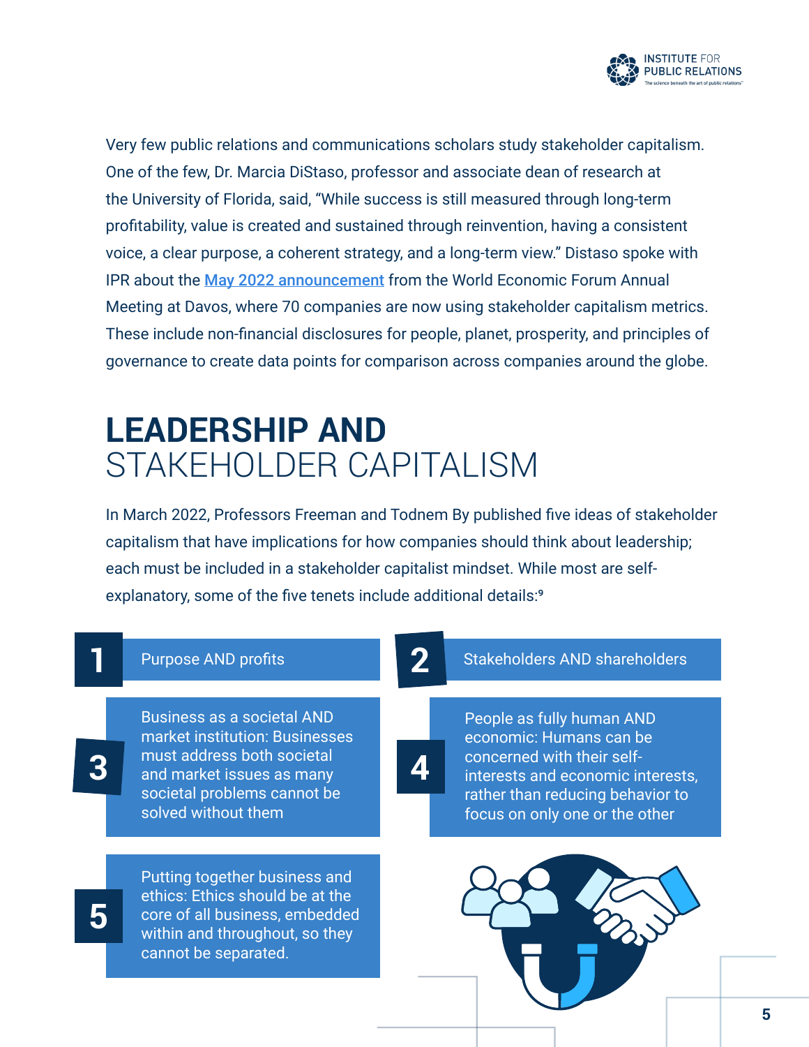Very few public relations and communications scholars study stakeholder capitalism. One of the few, Dr. Marcia DiStaso, professor and associate dean of research at the University of Florida, said, "While success is still measured through long-term profitability, value is created and sustained through reinvention, having a consistent voice, a clear purpose, a coherent strategy, and a long-term view." Distaso spoke with IPR about the [May 2022 announcement] from the World Economic Forum Annual Meeting at Davos, where 70 companies are now using stakeholder capitalism metrics. These include non-financial disclosures for people, planet, prosperity, and principles of governance to create data points for comparison across companies around the globe.

# LEADERSHIP AND STAKEHOLDER CAPITALISM

In March 2022, Professors Freeman and Todnem By published five ideas of stakeholder capitalism that have implications for how companies should think about leadership; each must be included in a stakeholder capitalist mindset. While most are self-explanatory, some of the five tenets include additional details:[9]

1. Purpose AND profits
2. Stakeholders AND shareholders
3. Business as a societal AND market institution: Businesses must address both societal and market issues as many societal problems cannot be solved without them
4. People as fully human AND economic: Humans can be concerned with their self-interests and economic interests, rather than reducing behavior to focus on only one or the other
5. Putting together business and ethics: Ethics should be at the core of all business, embedded within and throughout, so they cannot be separated.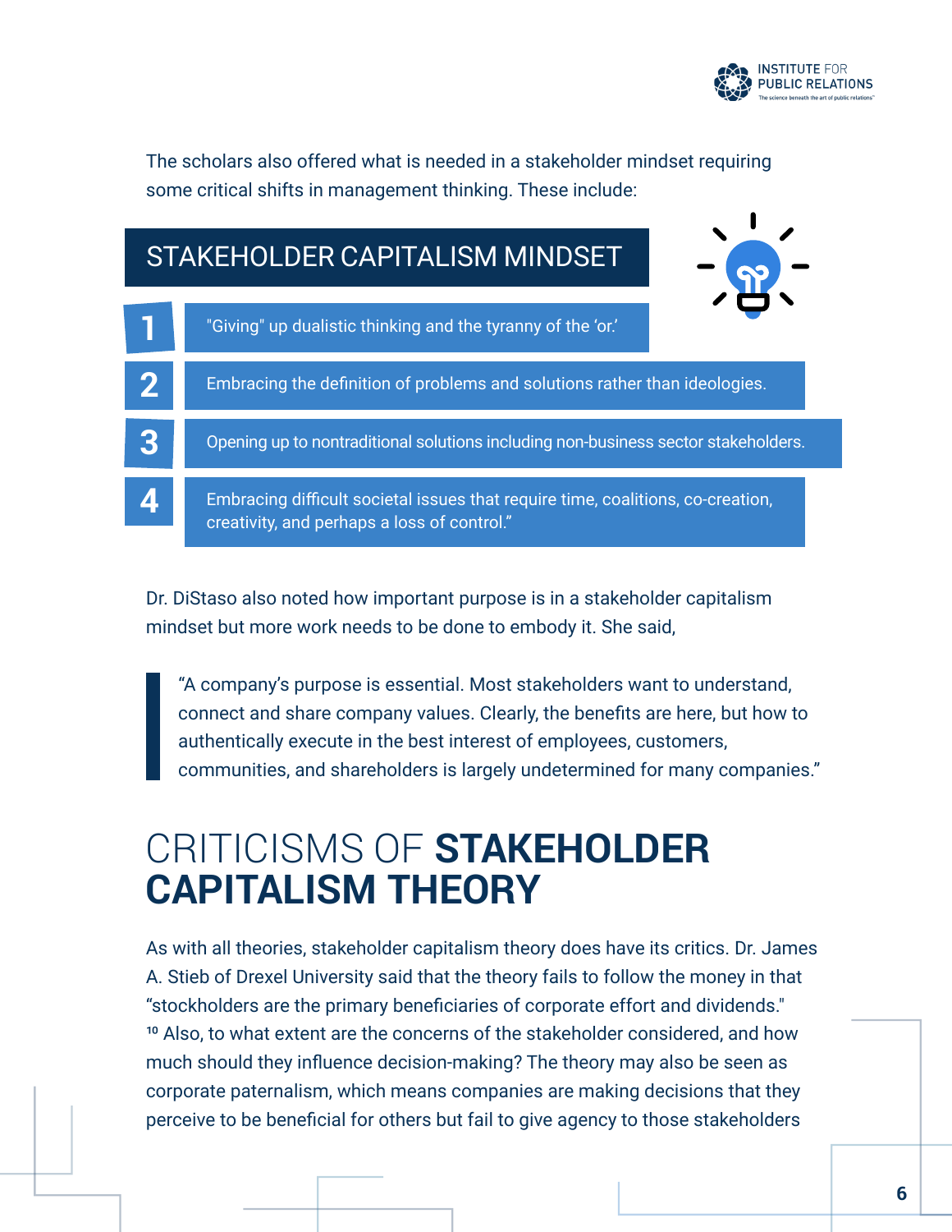The scholars also offered what is needed in a stakeholder mindset requiring some critical shifts in management thinking. These include:

## STAKEHOLDER CAPITALISM MINDSET

1. "Giving" up dualistic thinking and the tyranny of the 'or.'
2. Embracing the definition of problems and solutions rather than ideologies.
3. Opening up to nontraditional solutions including non-business sector stakeholders.
4. Embracing difficult societal issues that require time, coalitions, co-creation, creativity, and perhaps a loss of control."

Dr. DiStaso also noted how important purpose is in a stakeholder capitalism mindset but more work needs to be done to embody it. She said,

> "A company's purpose is essential. Most stakeholders want to understand, connect and share company values. Clearly, the benefits are here, but how to authentically execute in the best interest of employees, customers, communities, and shareholders is largely undetermined for many companies."

# CRITICISMS OF **STAKEHOLDER CAPITALISM THEORY**

As with all theories, stakeholder capitalism theory does have its critics. Dr. James A. Stieb of Drexel University said that the theory fails to follow the money in that "stockholders are the primary beneficiaries of corporate effort and dividends."[10] Also, to what extent are the concerns of the stakeholder considered, and how much should they influence decision-making? The theory may also be seen as corporate paternalism, which means companies are making decisions that they perceive to be beneficial for others but fail to give agency to those stakeholders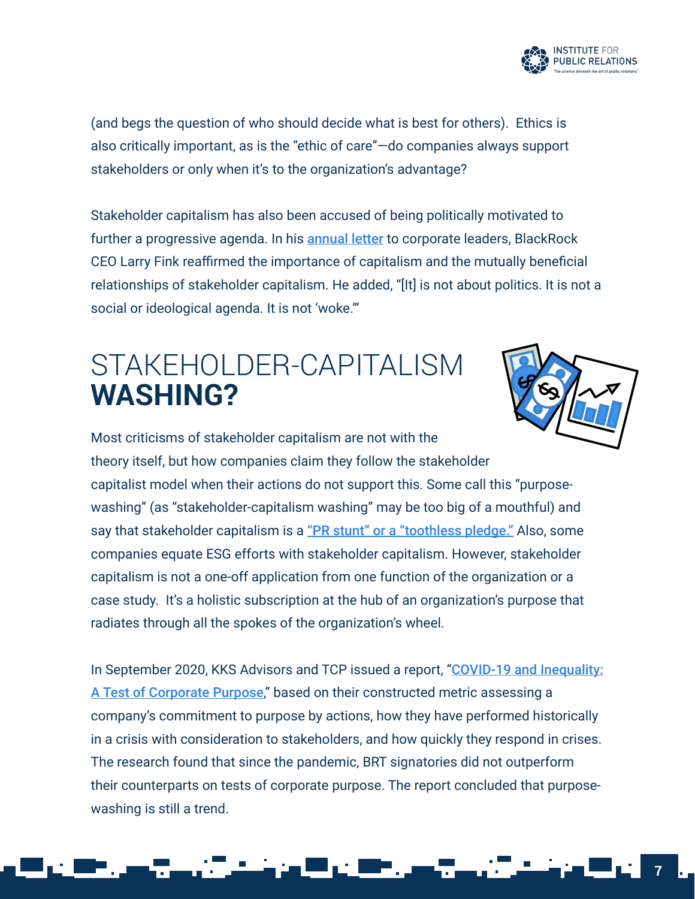(and begs the question of who should decide what is best for others). Ethics is also critically important, as is the "ethic of care"—do companies always support stakeholders or only when it's to the organization's advantage?

Stakeholder capitalism has also been accused of being politically motivated to further a progressive agenda. In his annual letter to corporate leaders, BlackRock CEO Larry Fink reaffirmed the importance of capitalism and the mutually beneficial relationships of stakeholder capitalism. He added, "[It] is not about politics. It is not a social or ideological agenda. It is not 'woke.'"

## STAKEHOLDER-CAPITALISM **WASHING?**

Most criticisms of stakeholder capitalism are not with the theory itself, but how companies claim they follow the stakeholder capitalist model when their actions do not support this. Some call this "purpose-washing" (as "stakeholder-capitalism washing" may be too big of a mouthful) and say that stakeholder capitalism is a "PR stunt" or a "toothless pledge." Also, some companies equate ESG efforts with stakeholder capitalism. However, stakeholder capitalism is not a one-off application from one function of the organization or a case study. It's a holistic subscription at the hub of an organization's purpose that radiates through all the spokes of the organization's wheel.

In September 2020, KKS Advisors and TCP issued a report, "COVID-19 and Inequality: A Test of Corporate Purpose," based on their constructed metric assessing a company's commitment to purpose by actions, how they have performed historically in a crisis with consideration to stakeholders, and how quickly they respond in crises. The research found that since the pandemic, BRT signatories did not outperform their counterparts on tests of corporate purpose. The report concluded that purpose-washing is still a trend.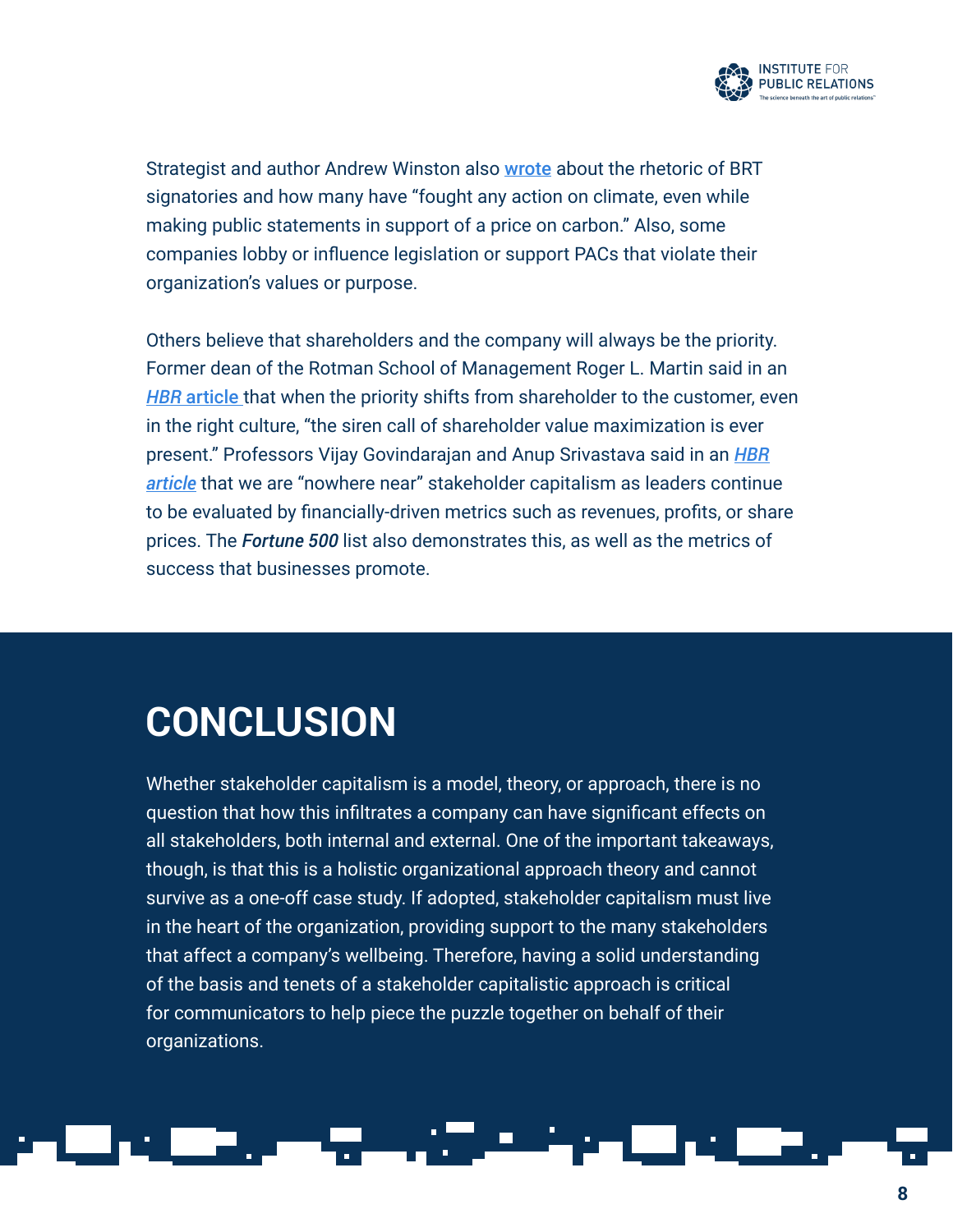Strategist and author Andrew Winston also wrote about the rhetoric of BRT signatories and how many have "fought any action on climate, even while making public statements in support of a price on carbon." Also, some companies lobby or influence legislation or support PACs that violate their organization's values or purpose.

Others believe that shareholders and the company will always be the priority. Former dean of the Rotman School of Management Roger L. Martin said in an *HBR* article that when the priority shifts from shareholder to the customer, even in the right culture, "the siren call of shareholder value maximization is ever present." Professors Vijay Govindarajan and Anup Srivastava said in an *HBR article* that we are "nowhere near" stakeholder capitalism as leaders continue to be evaluated by financially-driven metrics such as revenues, profits, or share prices. The ***Fortune 500*** list also demonstrates this, as well as the metrics of success that businesses promote.

# CONCLUSION

Whether stakeholder capitalism is a model, theory, or approach, there is no question that how this infiltrates a company can have significant effects on all stakeholders, both internal and external. One of the important takeaways, though, is that this is a holistic organizational approach theory and cannot survive as a one-off case study. If adopted, stakeholder capitalism must live in the heart of the organization, providing support to the many stakeholders that affect a company's wellbeing. Therefore, having a solid understanding of the basis and tenets of a stakeholder capitalistic approach is critical for communicators to help piece the puzzle together on behalf of their organizations.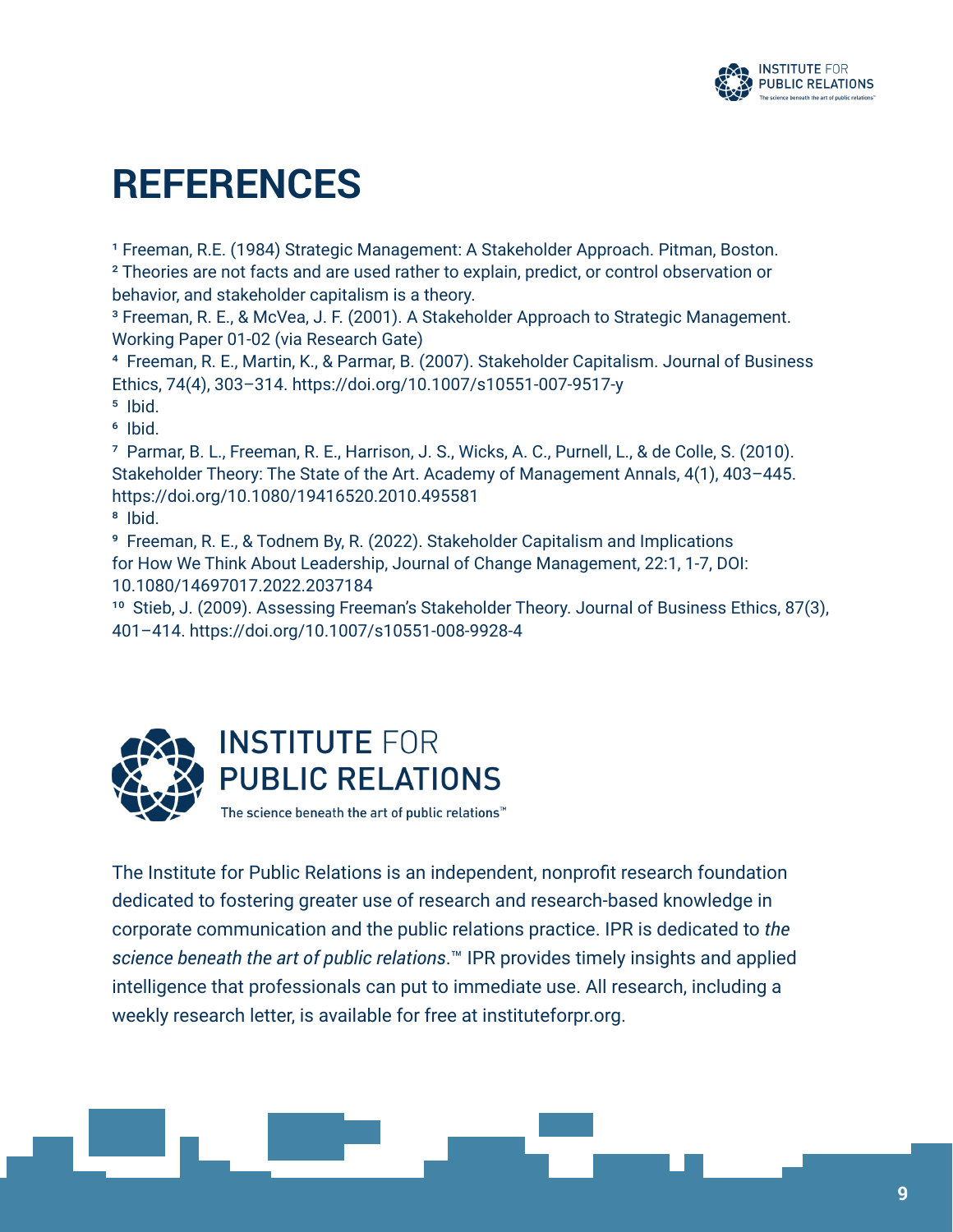# REFERENCES

[1] Freeman, R.E. (1984) Strategic Management: A Stakeholder Approach. Pitman, Boston.
[2] Theories are not facts and are used rather to explain, predict, or control observation or behavior, and stakeholder capitalism is a theory.
[3] Freeman, R. E., & McVea, J. F. (2001). A Stakeholder Approach to Strategic Management. Working Paper 01-02 (via Research Gate)
[4] Freeman, R. E., Martin, K., & Parmar, B. (2007). Stakeholder Capitalism. Journal of Business Ethics, 74(4), 303–314. https://doi.org/10.1007/s10551-007-9517-y
[5] Ibid.
[6] Ibid.
[7] Parmar, B. L., Freeman, R. E., Harrison, J. S., Wicks, A. C., Purnell, L., & de Colle, S. (2010). Stakeholder Theory: The State of the Art. Academy of Management Annals, 4(1), 403–445. https://doi.org/10.1080/19416520.2010.495581
[8] Ibid.
[9] Freeman, R. E., & Todnem By, R. (2022). Stakeholder Capitalism and Implications for How We Think About Leadership, Journal of Change Management, 22:1, 1-7, DOI: 10.1080/14697017.2022.2037184
[10] Stieb, J. (2009). Assessing Freeman's Stakeholder Theory. Journal of Business Ethics, 87(3), 401–414. https://doi.org/10.1007/s10551-008-9928-4

INSTITUTE FOR PUBLIC RELATIONS

The science beneath the art of public relations™

The Institute for Public Relations is an independent, nonprofit research foundation dedicated to fostering greater use of research and research-based knowledge in corporate communication and the public relations practice. IPR is dedicated to *the science beneath the art of public relations*.™ IPR provides timely insights and applied intelligence that professionals can put to immediate use. All research, including a weekly research letter, is available for free at instituteforpr.org.